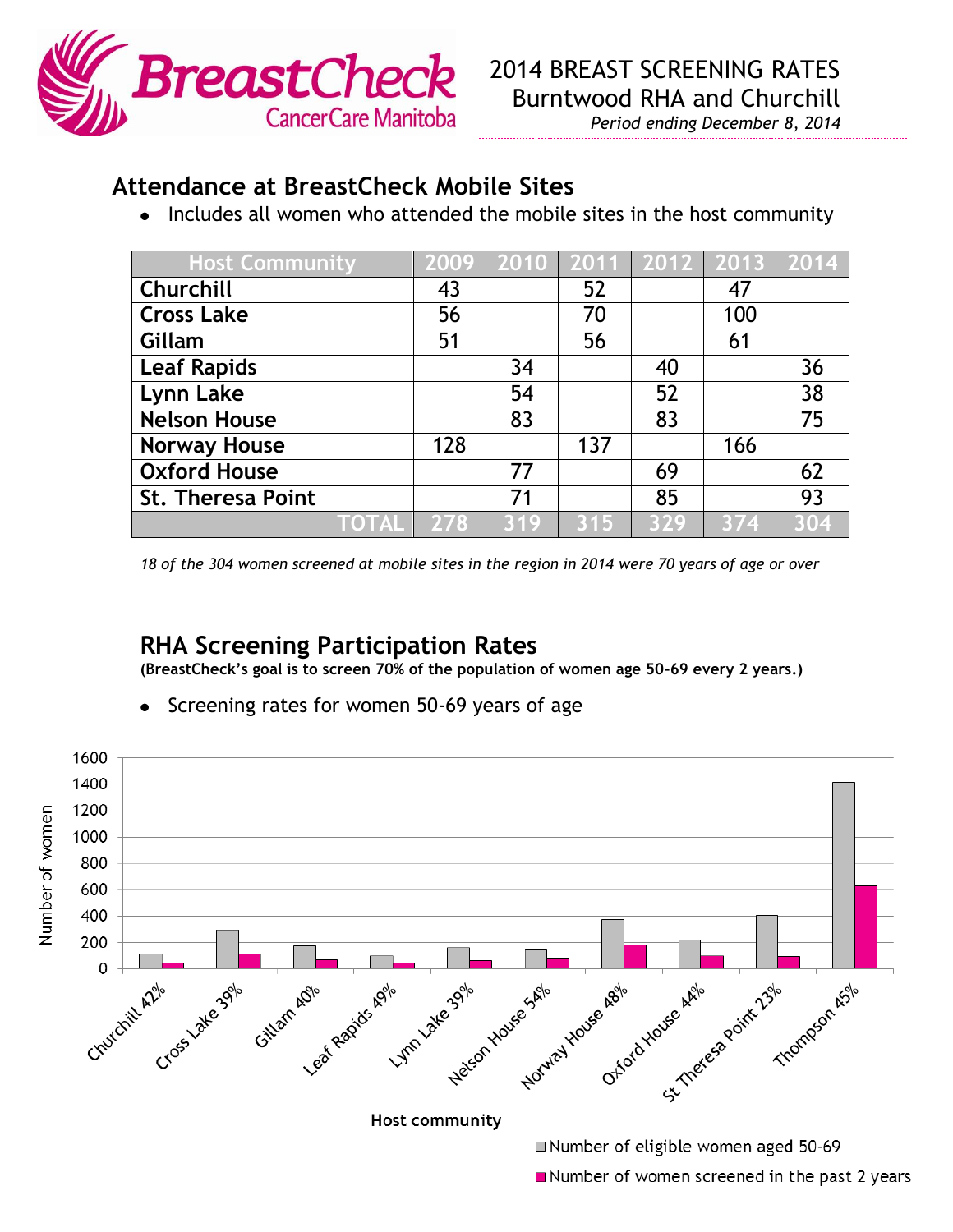**BreastCheck** CancerCare Manitoba

# 2014 BREAST SCREENING RATES
## Burntwood RHA and Churchill
*Period ending December 8, 2014*

## Attendance at BreastCheck Mobile Sites

- Includes all women who attended the mobile sites in the host community

| Host Community | 2009 | 2010 | 2011 | 2012 | 2013 | 2014 |
|---|---|---|---|---|---|---|
| Churchill | 43 | | 52 | | 47 | |
| Cross Lake | 56 | | 70 | | 100 | |
| Gillam | 51 | | 56 | | 61 | |
| Leaf Rapids | | 34 | | 40 | | 36 |
| Lynn Lake | | 54 | | 52 | | 38 |
| Nelson House | | 83 | | 83 | | 75 |
| Norway House | 128 | | 137 | | 166 | |
| Oxford House | | 77 | | 69 | | 62 |
| St. Theresa Point | | 71 | | 85 | | 93 |
| TOTAL | 278 | 319 | 315 | 329 | 374 | 304 |

*18 of the 304 women screened at mobile sites in the region in 2014 were 70 years of age or over*

## RHA Screening Participation Rates

**(BreastCheck's goal is to screen 70% of the population of women age 50-69 every 2 years.)**

- Screening rates for women 50-69 years of age

| Host community | Screening rate |
|---|---|
| Churchill | 42% |
| Cross Lake | 39% |
| Gillam | 40% |
| Leaf Rapids | 49% |
| Lynn Lake | 39% |
| Nelson House | 54% |
| Norway House | 48% |
| Oxford House | 44% |
| St Theresa Point | 23% |
| Thompson | 45% |

Chart legend: Number of eligible women aged 50-69; Number of women screened in the past 2 years. Y-axis: Number of women. X-axis: Host community.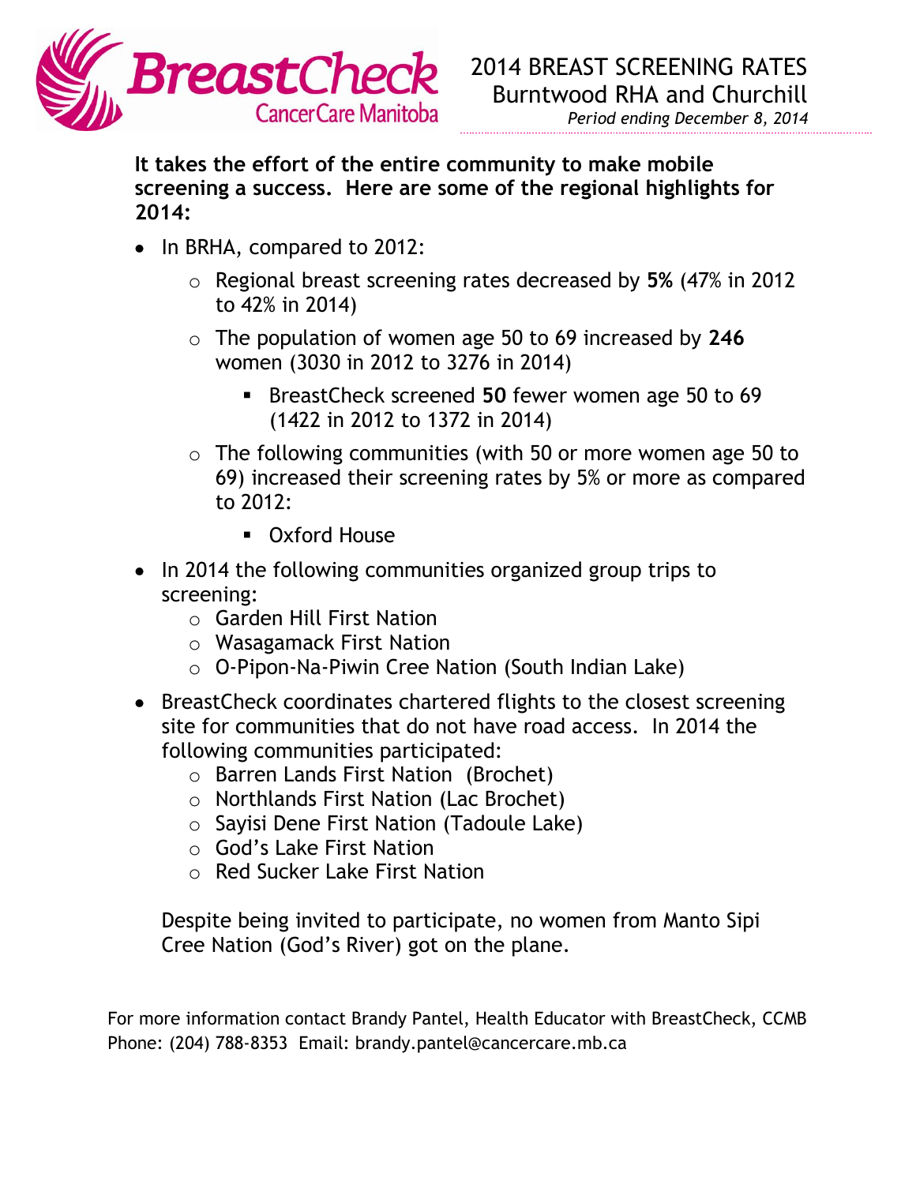BreastCheck CancerCare Manitoba

# 2014 BREAST SCREENING RATES Burntwood RHA and Churchill

*Period ending December 8, 2014*

**It takes the effort of the entire community to make mobile screening a success. Here are some of the regional highlights for 2014:**

- In BRHA, compared to 2012:
  - Regional breast screening rates decreased by **5%** (47% in 2012 to 42% in 2014)
  - The population of women age 50 to 69 increased by **246** women (3030 in 2012 to 3276 in 2014)
    - BreastCheck screened **50** fewer women age 50 to 69 (1422 in 2012 to 1372 in 2014)
  - The following communities (with 50 or more women age 50 to 69) increased their screening rates by 5% or more as compared to 2012:
    - Oxford House
- In 2014 the following communities organized group trips to screening:
  - Garden Hill First Nation
  - Wasagamack First Nation
  - O-Pipon-Na-Piwin Cree Nation (South Indian Lake)
- BreastCheck coordinates chartered flights to the closest screening site for communities that do not have road access. In 2014 the following communities participated:
  - Barren Lands First Nation (Brochet)
  - Northlands First Nation (Lac Brochet)
  - Sayisi Dene First Nation (Tadoule Lake)
  - God's Lake First Nation
  - Red Sucker Lake First Nation

  Despite being invited to participate, no women from Manto Sipi Cree Nation (God's River) got on the plane.

For more information contact Brandy Pantel, Health Educator with BreastCheck, CCMB
Phone: (204) 788-8353 Email: brandy.pantel@cancercare.mb.ca